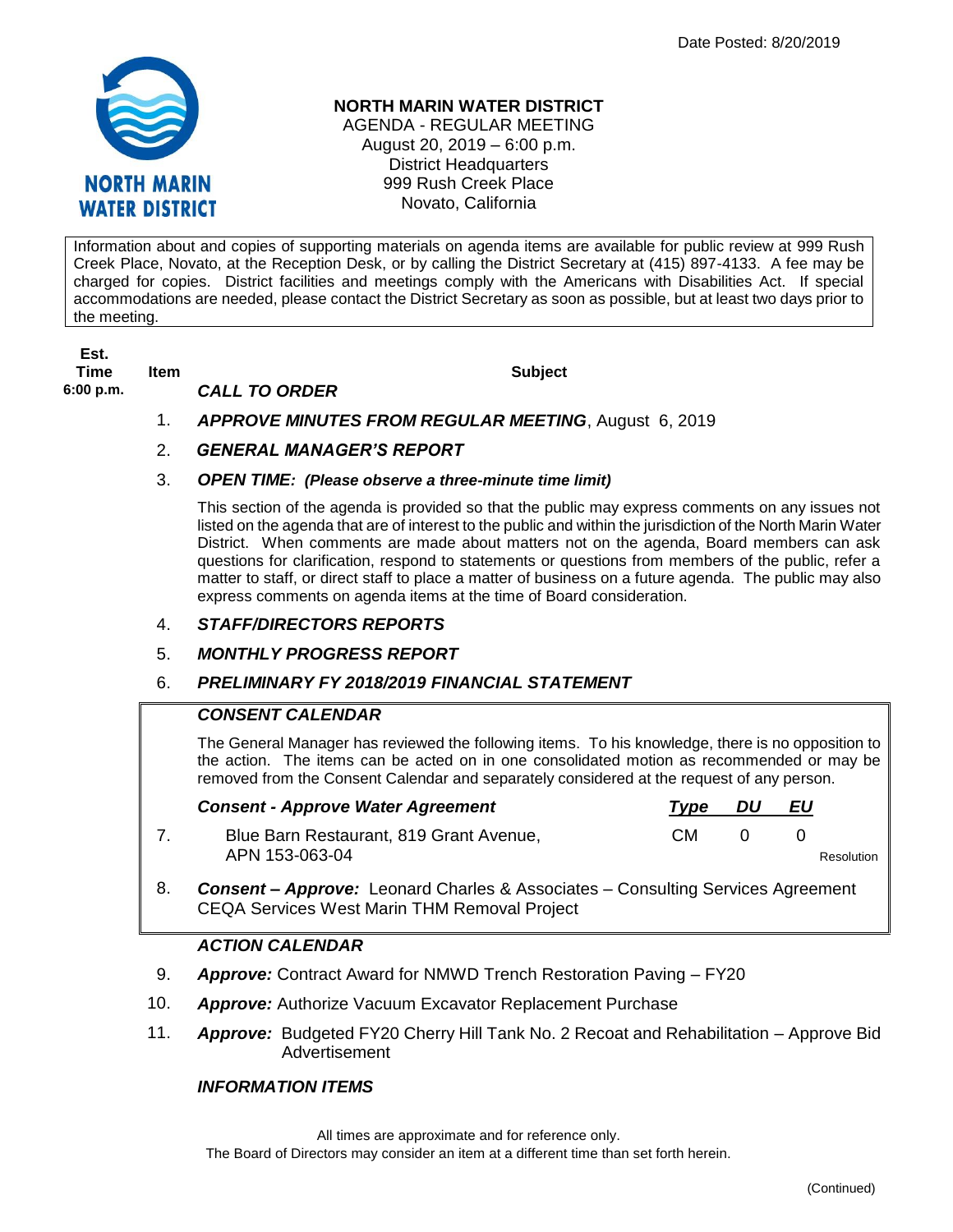Date Posted: 8/20/2019

NORTH MARIN WATER DISTRICT

# NORTH MARIN WATER DISTRICT

AGENDA - REGULAR MEETING
August 20, 2019 – 6:00 p.m.
District Headquarters
999 Rush Creek Place
Novato, California

Information about and copies of supporting materials on agenda items are available for public review at 999 Rush Creek Place, Novato, at the Reception Desk, or by calling the District Secretary at (415) 897-4133. A fee may be charged for copies. District facilities and meetings comply with the Americans with Disabilities Act. If special accommodations are needed, please contact the District Secretary as soon as possible, but at least two days prior to the meeting.

| Est. Time | Item | Subject |
|---|---|---|
| 6:00 p.m. | | ***CALL TO ORDER*** |

1. ***APPROVE MINUTES FROM REGULAR MEETING***, August 6, 2019
2. ***GENERAL MANAGER'S REPORT***
3. ***OPEN TIME: (Please observe a three-minute time limit)***

   This section of the agenda is provided so that the public may express comments on any issues not listed on the agenda that are of interest to the public and within the jurisdiction of the North Marin Water District. When comments are made about matters not on the agenda, Board members can ask questions for clarification, respond to statements or questions from members of the public, refer a matter to staff, or direct staff to place a matter of business on a future agenda. The public may also express comments on agenda items at the time of Board consideration.

4. ***STAFF/DIRECTORS REPORTS***
5. ***MONTHLY PROGRESS REPORT***
6. ***PRELIMINARY FY 2018/2019 FINANCIAL STATEMENT***

## *CONSENT CALENDAR*

The General Manager has reviewed the following items. To his knowledge, there is no opposition to the action. The items can be acted on in one consolidated motion as recommended or may be removed from the Consent Calendar and separately considered at the request of any person.

| Item | ***Consent - Approve Water Agreement*** | ***Type*** | ***DU*** | ***EU*** | |
|---|---|---|---|---|---|
| 7. | Blue Barn Restaurant, 819 Grant Avenue, APN 153-063-04 | CM | 0 | 0 | Resolution |

8. ***Consent – Approve:*** Leonard Charles & Associates – Consulting Services Agreement CEQA Services West Marin THM Removal Project

## *ACTION CALENDAR*

9. ***Approve:*** Contract Award for NMWD Trench Restoration Paving – FY20
10. ***Approve:*** Authorize Vacuum Excavator Replacement Purchase
11. ***Approve:*** Budgeted FY20 Cherry Hill Tank No. 2 Recoat and Rehabilitation – Approve Bid Advertisement

## *INFORMATION ITEMS*

All times are approximate and for reference only.
The Board of Directors may consider an item at a different time than set forth herein.

(Continued)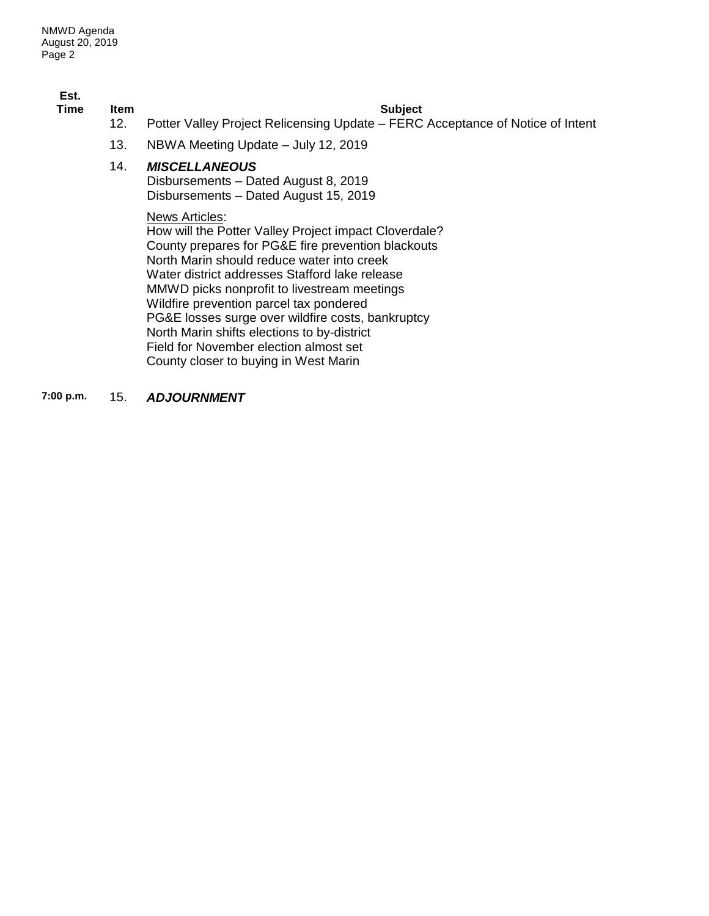| Est. Time | Item | Subject |
|---|---|---|
| | 12. | Potter Valley Project Relicensing Update – FERC Acceptance of Notice of Intent |
| | 13. | NBWA Meeting Update – July 12, 2019 |
| | 14. | ***MISCELLANEOUS***<br>Disbursements – Dated August 8, 2019<br>Disbursements – Dated August 15, 2019<br><br><u>News Articles</u>:<br>How will the Potter Valley Project impact Cloverdale?<br>County prepares for PG&E fire prevention blackouts<br>North Marin should reduce water into creek<br>Water district addresses Stafford lake release<br>MMWD picks nonprofit to livestream meetings<br>Wildfire prevention parcel tax pondered<br>PG&E losses surge over wildfire costs, bankruptcy<br>North Marin shifts elections to by-district<br>Field for November election almost set<br>County closer to buying in West Marin |
| 7:00 p.m. | 15. | ***ADJOURNMENT*** |